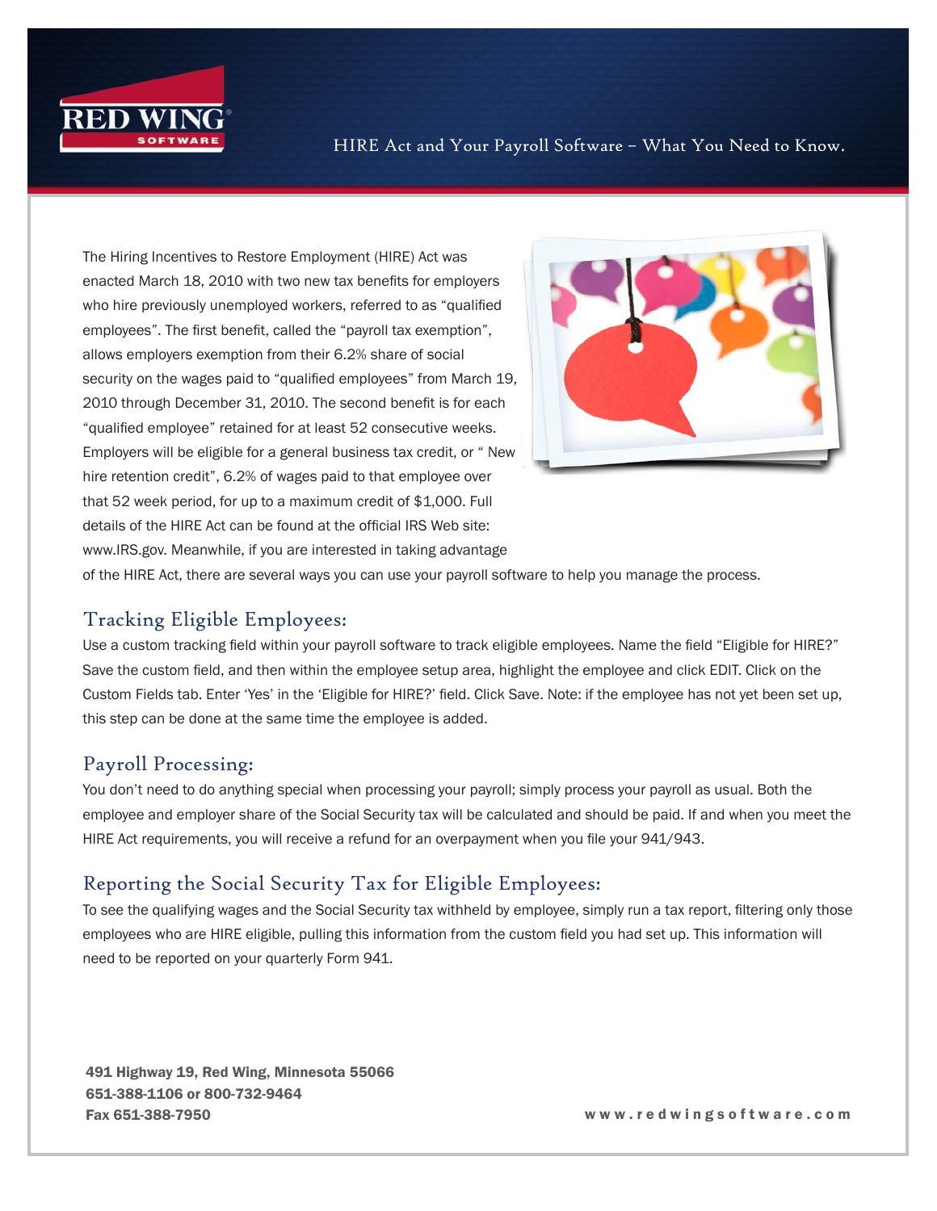# HIRE Act and Your Payroll Software – What You Need to Know.

The Hiring Incentives to Restore Employment (HIRE) Act was enacted March 18, 2010 with two new tax benefits for employers who hire previously unemployed workers, referred to as "qualified employees". The first benefit, called the "payroll tax exemption", allows employers exemption from their 6.2% share of social security on the wages paid to "qualified employees" from March 19, 2010 through December 31, 2010. The second benefit is for each "qualified employee" retained for at least 52 consecutive weeks. Employers will be eligible for a general business tax credit, or " New hire retention credit", 6.2% of wages paid to that employee over that 52 week period, for up to a maximum credit of $1,000. Full details of the HIRE Act can be found at the official IRS Web site: www.IRS.gov. Meanwhile, if you are interested in taking advantage of the HIRE Act, there are several ways you can use your payroll software to help you manage the process.

## Tracking Eligible Employees:

Use a custom tracking field within your payroll software to track eligible employees. Name the field "Eligible for HIRE?" Save the custom field, and then within the employee setup area, highlight the employee and click EDIT. Click on the Custom Fields tab. Enter 'Yes' in the 'Eligible for HIRE?' field. Click Save. Note: if the employee has not yet been set up, this step can be done at the same time the employee is added.

## Payroll Processing:

You don't need to do anything special when processing your payroll; simply process your payroll as usual. Both the employee and employer share of the Social Security tax will be calculated and should be paid. If and when you meet the HIRE Act requirements, you will receive a refund for an overpayment when you file your 941/943.

## Reporting the Social Security Tax for Eligible Employees:

To see the qualifying wages and the Social Security tax withheld by employee, simply run a tax report, filtering only those employees who are HIRE eligible, pulling this information from the custom field you had set up. This information will need to be reported on your quarterly Form 941.

**491 Highway 19, Red Wing, Minnesota 55066**
**651-388-1106 or 800-732-9464**
**Fax 651-388-7950**

**www.redwingsoftware.com**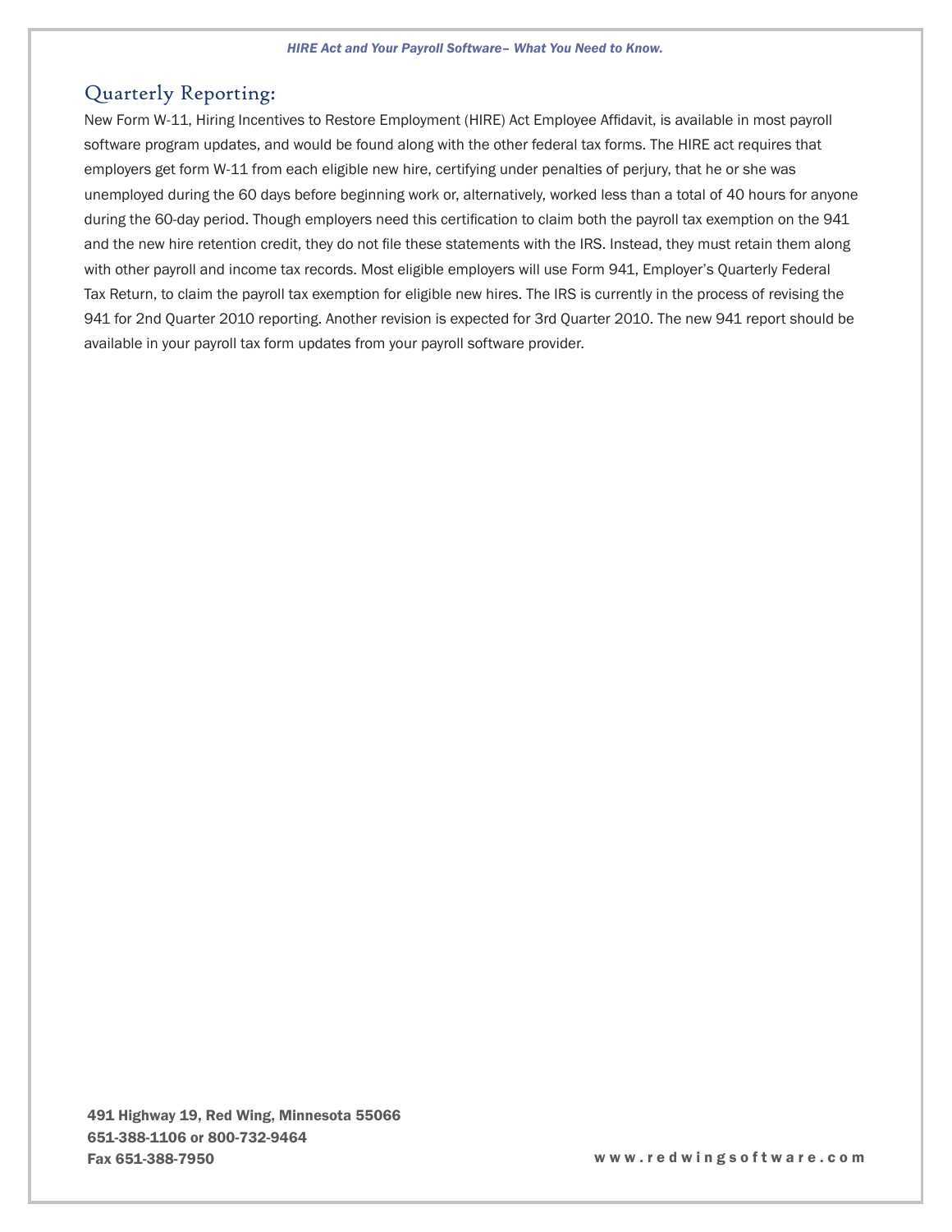## Quarterly Reporting:

New Form W-11, Hiring Incentives to Restore Employment (HIRE) Act Employee Affidavit, is available in most payroll software program updates, and would be found along with the other federal tax forms. The HIRE act requires that employers get form W-11 from each eligible new hire, certifying under penalties of perjury, that he or she was unemployed during the 60 days before beginning work or, alternatively, worked less than a total of 40 hours for anyone during the 60-day period. Though employers need this certification to claim both the payroll tax exemption on the 941 and the new hire retention credit, they do not file these statements with the IRS. Instead, they must retain them along with other payroll and income tax records. Most eligible employers will use Form 941, Employer's Quarterly Federal Tax Return, to claim the payroll tax exemption for eligible new hires. The IRS is currently in the process of revising the 941 for 2nd Quarter 2010 reporting. Another revision is expected for 3rd Quarter 2010. The new 941 report should be available in your payroll tax form updates from your payroll software provider.

**491 Highway 19, Red Wing, Minnesota 55066**
**651-388-1106 or 800-732-9464**
**Fax 651-388-7950**

**www.redwingsoftware.com**